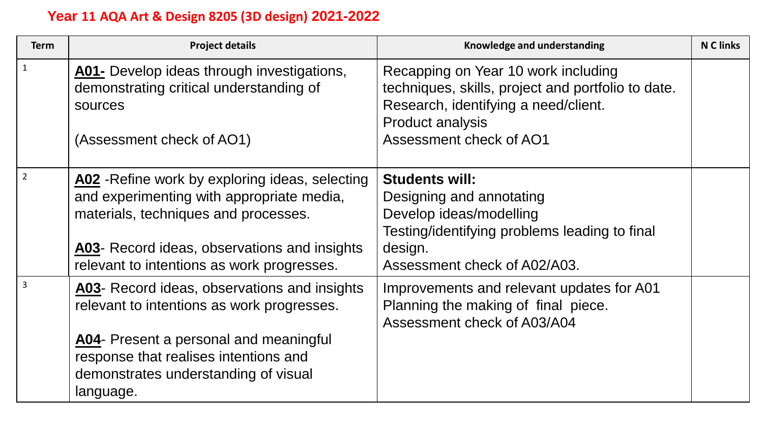# Year 11 AQA Art & Design 8205 (3D design) 2021-2022

| Term | Project details | Knowledge and understanding | N C links |
|---|---|---|---|
| 1 | **A01-** Develop ideas through investigations, demonstrating critical understanding of sources<br><br>(Assessment check of AO1) | Recapping on Year 10 work including techniques, skills, project and portfolio to date.<br>Research, identifying a need/client.<br>Product analysis<br>Assessment check of AO1 | |
| 2 | **A02** -Refine work by exploring ideas, selecting and experimenting with appropriate media, materials, techniques and processes.<br><br>**A03**- Record ideas, observations and insights relevant to intentions as work progresses. | **Students will:**<br>Designing and annotating<br>Develop ideas/modelling<br>Testing/identifying problems leading to final design.<br>Assessment check of A02/A03. | |
| 3 | **A03**- Record ideas, observations and insights relevant to intentions as work progresses.<br><br>**A04**- Present a personal and meaningful response that realises intentions and demonstrates understanding of visual language. | Improvements and relevant updates for A01<br>Planning the making of final piece.<br>Assessment check of A03/A04 | |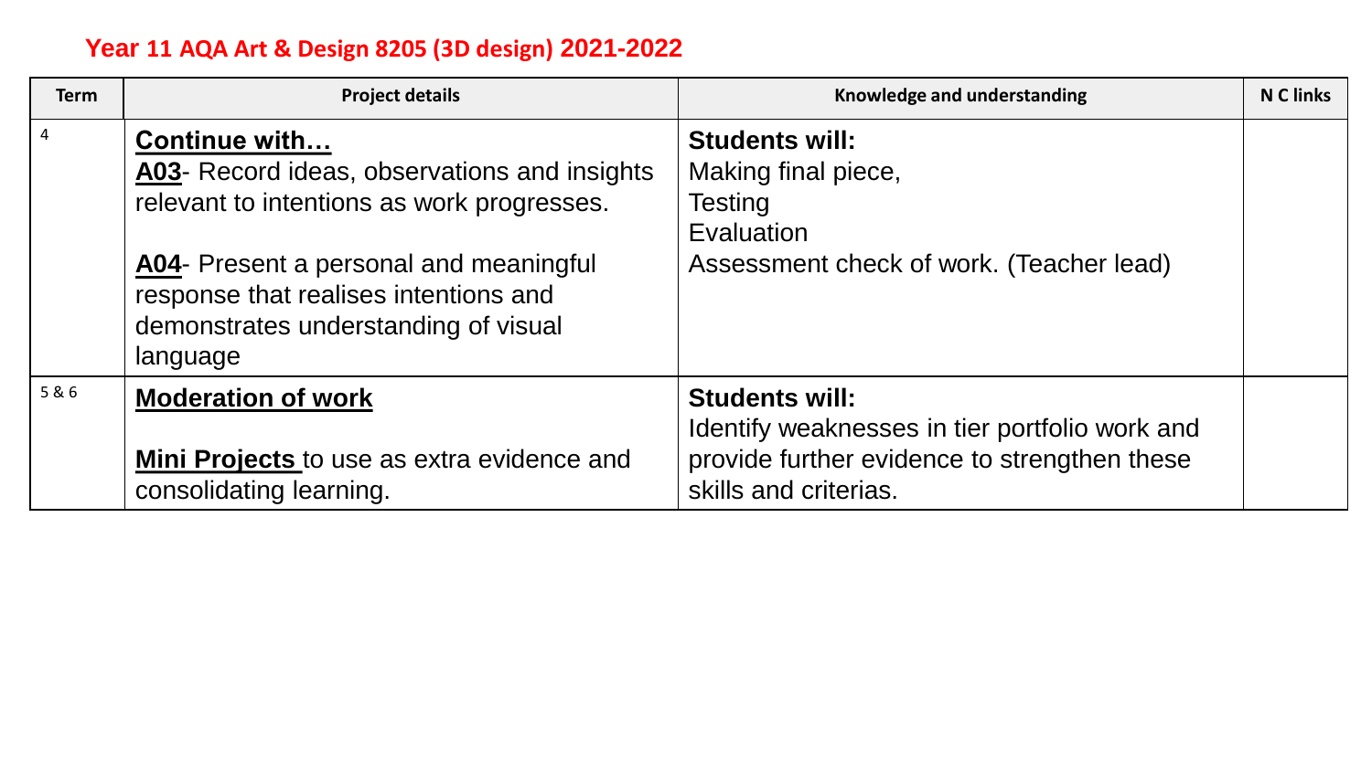## Year 11 AQA Art & Design 8205 (3D design) 2021-2022

| Term | Project details | Knowledge and understanding | N C links |
|---|---|---|---|
| 4 | **Continue with…**<br>**A03**- Record ideas, observations and insights relevant to intentions as work progresses.<br><br>**A04**- Present a personal and meaningful response that realises intentions and demonstrates understanding of visual language | **Students will:**<br>Making final piece,<br>Testing<br>Evaluation<br>Assessment check of work. (Teacher lead) | |
| 5 & 6 | **Moderation of work**<br><br>**Mini Projects** to use as extra evidence and consolidating learning. | **Students will:**<br>Identify weaknesses in tier portfolio work and provide further evidence to strengthen these skills and criterias. | |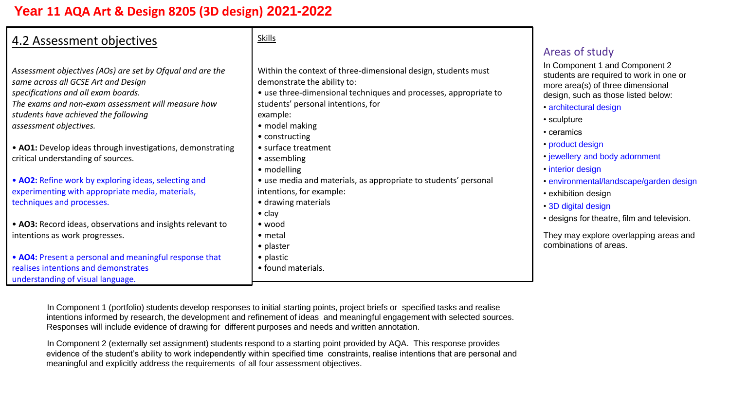# Year 11 AQA Art & Design 8205 (3D design) 2021-2022

## 4.2 Assessment objectives

*Assessment objectives (AOs) are set by Ofqual and are the same across all GCSE Art and Design specifications and all exam boards. The exams and non-assessment will measure how students have achieved the following assessment objectives.*

- **AO1:** Develop ideas through investigations, demonstrating critical understanding of sources.
- **AO2:** Refine work by exploring ideas, selecting and experimenting with appropriate media, materials, techniques and processes.
- **AO3:** Record ideas, observations and insights relevant to intentions as work progresses.
- **AO4:** Present a personal and meaningful response that realises intentions and demonstrates understanding of visual language.

## Skills

Within the context of three-dimensional design, students must demonstrate the ability to:

- use three-dimensional techniques and processes, appropriate to students' personal intentions, for example:
- model making
- constructing
- surface treatment
- assembling
- modelling
- use media and materials, as appropriate to students' personal intentions, for example:
- drawing materials
- clay
- wood
- metal
- plaster
- plastic
- found materials.

## Areas of study

In Component 1 and Component 2 students are required to work in one or more area(s) of three dimensional design, such as those listed below:

- architectural design
- sculpture
- ceramics
- product design
- jewellery and body adornment
- interior design
- environmental/landscape/garden design
- exhibition design
- 3D digital design
- designs for theatre, film and television.

They may explore overlapping areas and combinations of areas.

In Component 1 (portfolio) students develop responses to initial starting points, project briefs or specified tasks and realise intentions informed by research, the development and refinement of ideas and meaningful engagement with selected sources. Responses will include evidence of drawing for different purposes and needs and written annotation.

In Component 2 (externally set assignment) students respond to a starting point provided by AQA. This response provides evidence of the student's ability to work independently within specified time constraints, realise intentions that are personal and meaningful and explicitly address the requirements of all four assessment objectives.